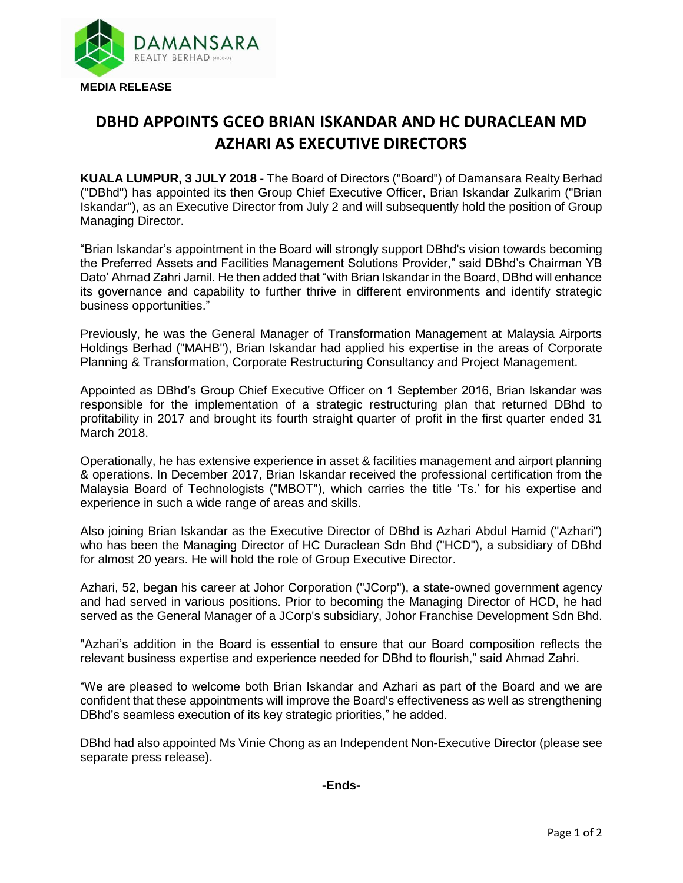**MEDIA RELEASE**

# DBHD APPOINTS GCEO BRIAN ISKANDAR AND HC DURACLEAN MD AZHARI AS EXECUTIVE DIRECTORS

**KUALA LUMPUR, 3 JULY 2018** - The Board of Directors ("Board") of Damansara Realty Berhad ("DBhd") has appointed its then Group Chief Executive Officer, Brian Iskandar Zulkarim ("Brian Iskandar"), as an Executive Director from July 2 and will subsequently hold the position of Group Managing Director.

"Brian Iskandar's appointment in the Board will strongly support DBhd's vision towards becoming the Preferred Assets and Facilities Management Solutions Provider," said DBhd's Chairman YB Dato' Ahmad Zahri Jamil. He then added that "with Brian Iskandar in the Board, DBhd will enhance its governance and capability to further thrive in different environments and identify strategic business opportunities."

Previously, he was the General Manager of Transformation Management at Malaysia Airports Holdings Berhad ("MAHB"), Brian Iskandar had applied his expertise in the areas of Corporate Planning & Transformation, Corporate Restructuring Consultancy and Project Management.

Appointed as DBhd's Group Chief Executive Officer on 1 September 2016, Brian Iskandar was responsible for the implementation of a strategic restructuring plan that returned DBhd to profitability in 2017 and brought its fourth straight quarter of profit in the first quarter ended 31 March 2018.

Operationally, he has extensive experience in asset & facilities management and airport planning & operations. In December 2017, Brian Iskandar received the professional certification from the Malaysia Board of Technologists ("MBOT"), which carries the title 'Ts.' for his expertise and experience in such a wide range of areas and skills.

Also joining Brian Iskandar as the Executive Director of DBhd is Azhari Abdul Hamid ("Azhari") who has been the Managing Director of HC Duraclean Sdn Bhd ("HCD"), a subsidiary of DBhd for almost 20 years. He will hold the role of Group Executive Director.

Azhari, 52, began his career at Johor Corporation ("JCorp"), a state-owned government agency and had served in various positions. Prior to becoming the Managing Director of HCD, he had served as the General Manager of a JCorp's subsidiary, Johor Franchise Development Sdn Bhd.

"Azhari's addition in the Board is essential to ensure that our Board composition reflects the relevant business expertise and experience needed for DBhd to flourish," said Ahmad Zahri.

"We are pleased to welcome both Brian Iskandar and Azhari as part of the Board and we are confident that these appointments will improve the Board's effectiveness as well as strengthening DBhd's seamless execution of its key strategic priorities," he added.

DBhd had also appointed Ms Vinie Chong as an Independent Non-Executive Director (please see separate press release).

**-Ends-**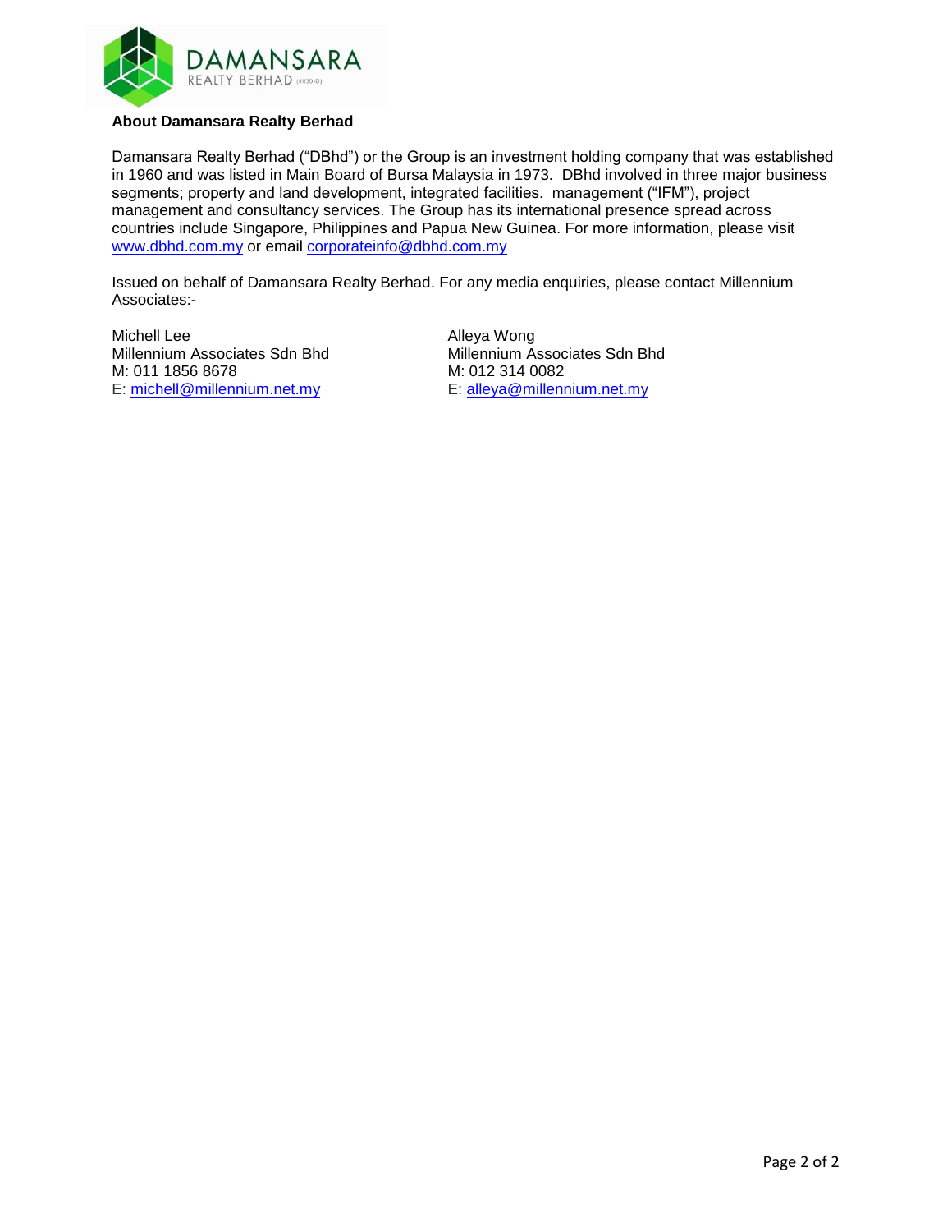**About Damansara Realty Berhad**

Damansara Realty Berhad ("DBhd") or the Group is an investment holding company that was established in 1960 and was listed in Main Board of Bursa Malaysia in 1973. DBhd involved in three major business segments; property and land development, integrated facilities. management ("IFM"), project management and consultancy services. The Group has its international presence spread across countries include Singapore, Philippines and Papua New Guinea. For more information, please visit www.dbhd.com.my or email corporateinfo@dbhd.com.my

Issued on behalf of Damansara Realty Berhad. For any media enquiries, please contact Millennium Associates:-

Michell Lee
Millennium Associates Sdn Bhd
M: 011 1856 8678
E: michell@millennium.net.my

Alleya Wong
Millennium Associates Sdn Bhd
M: 012 314 0082
E: alleya@millennium.net.my